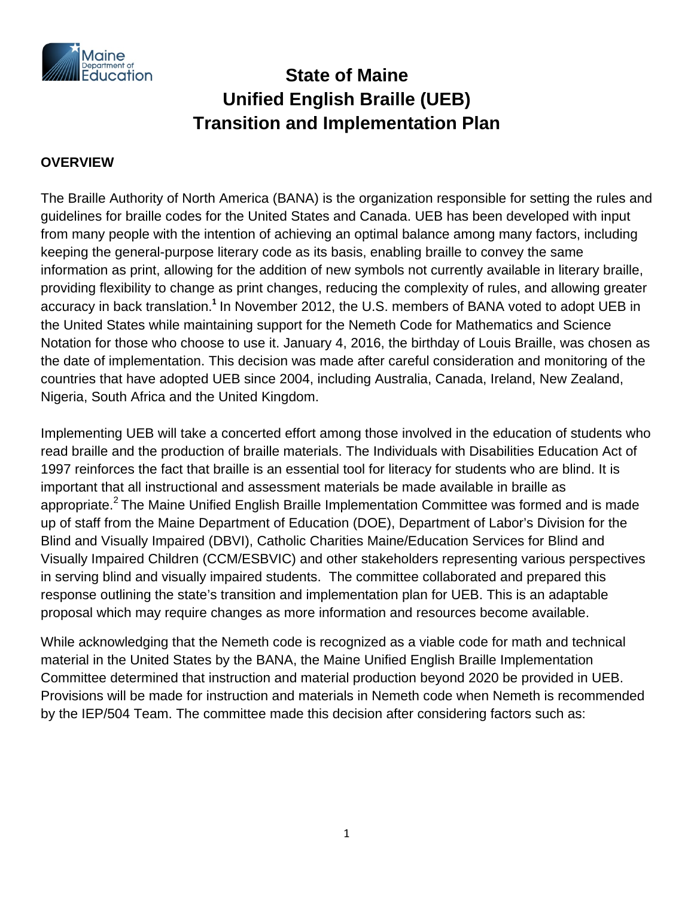# State of Maine
# Unified English Braille (UEB)
# Transition and Implementation Plan

## OVERVIEW

The Braille Authority of North America (BANA) is the organization responsible for setting the rules and guidelines for braille codes for the United States and Canada. UEB has been developed with input from many people with the intention of achieving an optimal balance among many factors, including keeping the general-purpose literary code as its basis, enabling braille to convey the same information as print, allowing for the addition of new symbols not currently available in literary braille, providing flexibility to change as print changes, reducing the complexity of rules, and allowing greater accuracy in back translation.[1] In November 2012, the U.S. members of BANA voted to adopt UEB in the United States while maintaining support for the Nemeth Code for Mathematics and Science Notation for those who choose to use it. January 4, 2016, the birthday of Louis Braille, was chosen as the date of implementation. This decision was made after careful consideration and monitoring of the countries that have adopted UEB since 2004, including Australia, Canada, Ireland, New Zealand, Nigeria, South Africa and the United Kingdom.

Implementing UEB will take a concerted effort among those involved in the education of students who read braille and the production of braille materials. The Individuals with Disabilities Education Act of 1997 reinforces the fact that braille is an essential tool for literacy for students who are blind. It is important that all instructional and assessment materials be made available in braille as appropriate.[2] The Maine Unified English Braille Implementation Committee was formed and is made up of staff from the Maine Department of Education (DOE), Department of Labor's Division for the Blind and Visually Impaired (DBVI), Catholic Charities Maine/Education Services for Blind and Visually Impaired Children (CCM/ESBVIC) and other stakeholders representing various perspectives in serving blind and visually impaired students. The committee collaborated and prepared this response outlining the state's transition and implementation plan for UEB. This is an adaptable proposal which may require changes as more information and resources become available.

While acknowledging that the Nemeth code is recognized as a viable code for math and technical material in the United States by the BANA, the Maine Unified English Braille Implementation Committee determined that instruction and material production beyond 2020 be provided in UEB. Provisions will be made for instruction and materials in Nemeth code when Nemeth is recommended by the IEP/504 Team. The committee made this decision after considering factors such as: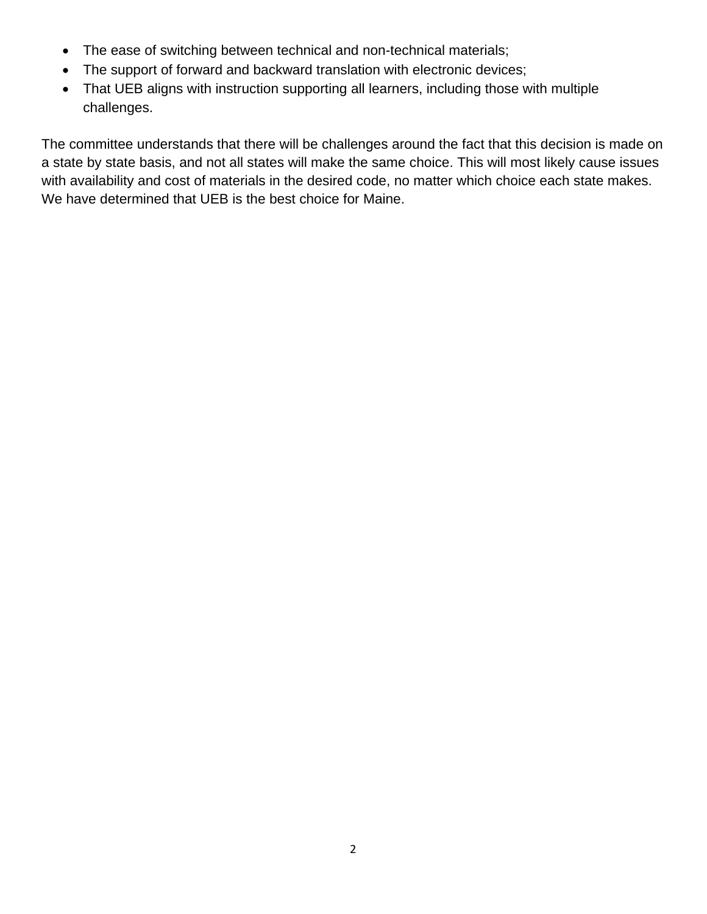- The ease of switching between technical and non-technical materials;
- The support of forward and backward translation with electronic devices;
- That UEB aligns with instruction supporting all learners, including those with multiple challenges.

The committee understands that there will be challenges around the fact that this decision is made on a state by state basis, and not all states will make the same choice. This will most likely cause issues with availability and cost of materials in the desired code, no matter which choice each state makes. We have determined that UEB is the best choice for Maine.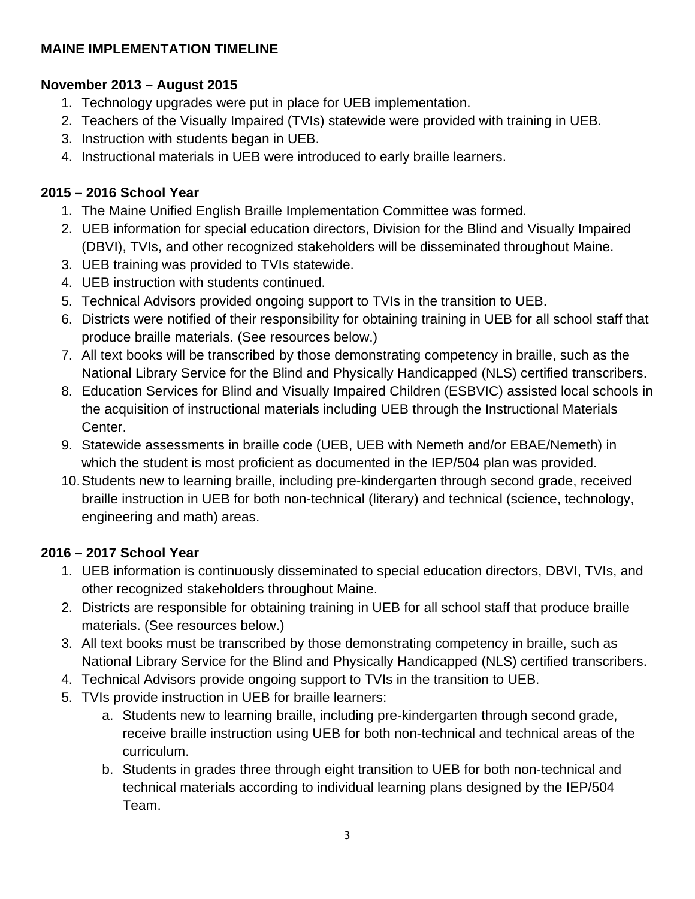**MAINE IMPLEMENTATION TIMELINE**

**November 2013 – August 2015**

1. Technology upgrades were put in place for UEB implementation.
2. Teachers of the Visually Impaired (TVIs) statewide were provided with training in UEB.
3. Instruction with students began in UEB.
4. Instructional materials in UEB were introduced to early braille learners.

**2015 – 2016 School Year**

1. The Maine Unified English Braille Implementation Committee was formed.
2. UEB information for special education directors, Division for the Blind and Visually Impaired (DBVI), TVIs, and other recognized stakeholders will be disseminated throughout Maine.
3. UEB training was provided to TVIs statewide.
4. UEB instruction with students continued.
5. Technical Advisors provided ongoing support to TVIs in the transition to UEB.
6. Districts were notified of their responsibility for obtaining training in UEB for all school staff that produce braille materials. (See resources below.)
7. All text books will be transcribed by those demonstrating competency in braille, such as the National Library Service for the Blind and Physically Handicapped (NLS) certified transcribers.
8. Education Services for Blind and Visually Impaired Children (ESBVIC) assisted local schools in the acquisition of instructional materials including UEB through the Instructional Materials Center.
9. Statewide assessments in braille code (UEB, UEB with Nemeth and/or EBAE/Nemeth) in which the student is most proficient as documented in the IEP/504 plan was provided.
10. Students new to learning braille, including pre-kindergarten through second grade, received braille instruction in UEB for both non-technical (literary) and technical (science, technology, engineering and math) areas.

**2016 – 2017 School Year**

1. UEB information is continuously disseminated to special education directors, DBVI, TVIs, and other recognized stakeholders throughout Maine.
2. Districts are responsible for obtaining training in UEB for all school staff that produce braille materials. (See resources below.)
3. All text books must be transcribed by those demonstrating competency in braille, such as National Library Service for the Blind and Physically Handicapped (NLS) certified transcribers.
4. Technical Advisors provide ongoing support to TVIs in the transition to UEB.
5. TVIs provide instruction in UEB for braille learners:
    a. Students new to learning braille, including pre-kindergarten through second grade, receive braille instruction using UEB for both non-technical and technical areas of the curriculum.
    b. Students in grades three through eight transition to UEB for both non-technical and technical materials according to individual learning plans designed by the IEP/504 Team.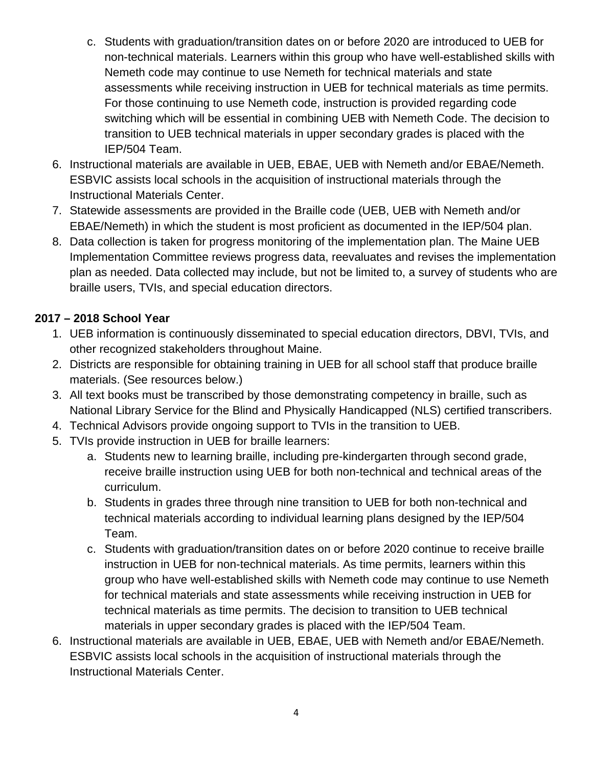c. Students with graduation/transition dates on or before 2020 are introduced to UEB for non-technical materials. Learners within this group who have well-established skills with Nemeth code may continue to use Nemeth for technical materials and state assessments while receiving instruction in UEB for technical materials as time permits. For those continuing to use Nemeth code, instruction is provided regarding code switching which will be essential in combining UEB with Nemeth Code. The decision to transition to UEB technical materials in upper secondary grades is placed with the IEP/504 Team.

6. Instructional materials are available in UEB, EBAE, UEB with Nemeth and/or EBAE/Nemeth. ESBVIC assists local schools in the acquisition of instructional materials through the Instructional Materials Center.
7. Statewide assessments are provided in the Braille code (UEB, UEB with Nemeth and/or EBAE/Nemeth) in which the student is most proficient as documented in the IEP/504 plan.
8. Data collection is taken for progress monitoring of the implementation plan. The Maine UEB Implementation Committee reviews progress data, reevaluates and revises the implementation plan as needed. Data collected may include, but not be limited to, a survey of students who are braille users, TVIs, and special education directors.

**2017 – 2018 School Year**

1. UEB information is continuously disseminated to special education directors, DBVI, TVIs, and other recognized stakeholders throughout Maine.
2. Districts are responsible for obtaining training in UEB for all school staff that produce braille materials. (See resources below.)
3. All text books must be transcribed by those demonstrating competency in braille, such as National Library Service for the Blind and Physically Handicapped (NLS) certified transcribers.
4. Technical Advisors provide ongoing support to TVIs in the transition to UEB.
5. TVIs provide instruction in UEB for braille learners:
   a. Students new to learning braille, including pre-kindergarten through second grade, receive braille instruction using UEB for both non-technical and technical areas of the curriculum.
   b. Students in grades three through nine transition to UEB for both non-technical and technical materials according to individual learning plans designed by the IEP/504 Team.
   c. Students with graduation/transition dates on or before 2020 continue to receive braille instruction in UEB for non-technical materials. As time permits, learners within this group who have well-established skills with Nemeth code may continue to use Nemeth for technical materials and state assessments while receiving instruction in UEB for technical materials as time permits. The decision to transition to UEB technical materials in upper secondary grades is placed with the IEP/504 Team.
6. Instructional materials are available in UEB, EBAE, UEB with Nemeth and/or EBAE/Nemeth. ESBVIC assists local schools in the acquisition of instructional materials through the Instructional Materials Center.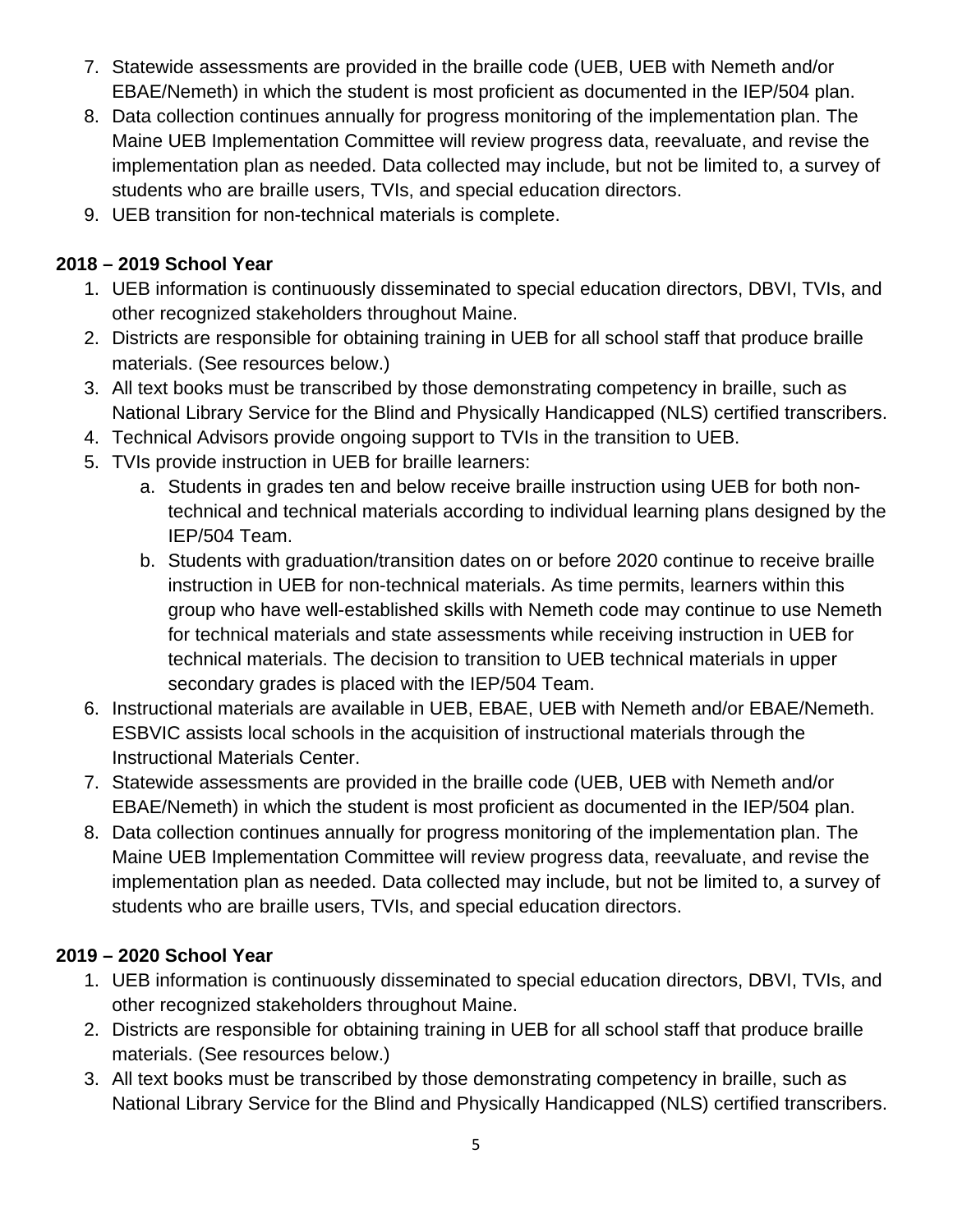7. Statewide assessments are provided in the braille code (UEB, UEB with Nemeth and/or EBAE/Nemeth) in which the student is most proficient as documented in the IEP/504 plan.
8. Data collection continues annually for progress monitoring of the implementation plan. The Maine UEB Implementation Committee will review progress data, reevaluate, and revise the implementation plan as needed. Data collected may include, but not be limited to, a survey of students who are braille users, TVIs, and special education directors.
9. UEB transition for non-technical materials is complete.

**2018 – 2019 School Year**

1. UEB information is continuously disseminated to special education directors, DBVI, TVIs, and other recognized stakeholders throughout Maine.
2. Districts are responsible for obtaining training in UEB for all school staff that produce braille materials. (See resources below.)
3. All text books must be transcribed by those demonstrating competency in braille, such as National Library Service for the Blind and Physically Handicapped (NLS) certified transcribers.
4. Technical Advisors provide ongoing support to TVIs in the transition to UEB.
5. TVIs provide instruction in UEB for braille learners:
    a. Students in grades ten and below receive braille instruction using UEB for both non-technical and technical materials according to individual learning plans designed by the IEP/504 Team.
    b. Students with graduation/transition dates on or before 2020 continue to receive braille instruction in UEB for non-technical materials. As time permits, learners within this group who have well-established skills with Nemeth code may continue to use Nemeth for technical materials and state assessments while receiving instruction in UEB for technical materials. The decision to transition to UEB technical materials in upper secondary grades is placed with the IEP/504 Team.
6. Instructional materials are available in UEB, EBAE, UEB with Nemeth and/or EBAE/Nemeth. ESBVIC assists local schools in the acquisition of instructional materials through the Instructional Materials Center.
7. Statewide assessments are provided in the braille code (UEB, UEB with Nemeth and/or EBAE/Nemeth) in which the student is most proficient as documented in the IEP/504 plan.
8. Data collection continues annually for progress monitoring of the implementation plan. The Maine UEB Implementation Committee will review progress data, reevaluate, and revise the implementation plan as needed. Data collected may include, but not be limited to, a survey of students who are braille users, TVIs, and special education directors.

**2019 – 2020 School Year**

1. UEB information is continuously disseminated to special education directors, DBVI, TVIs, and other recognized stakeholders throughout Maine.
2. Districts are responsible for obtaining training in UEB for all school staff that produce braille materials. (See resources below.)
3. All text books must be transcribed by those demonstrating competency in braille, such as National Library Service for the Blind and Physically Handicapped (NLS) certified transcribers.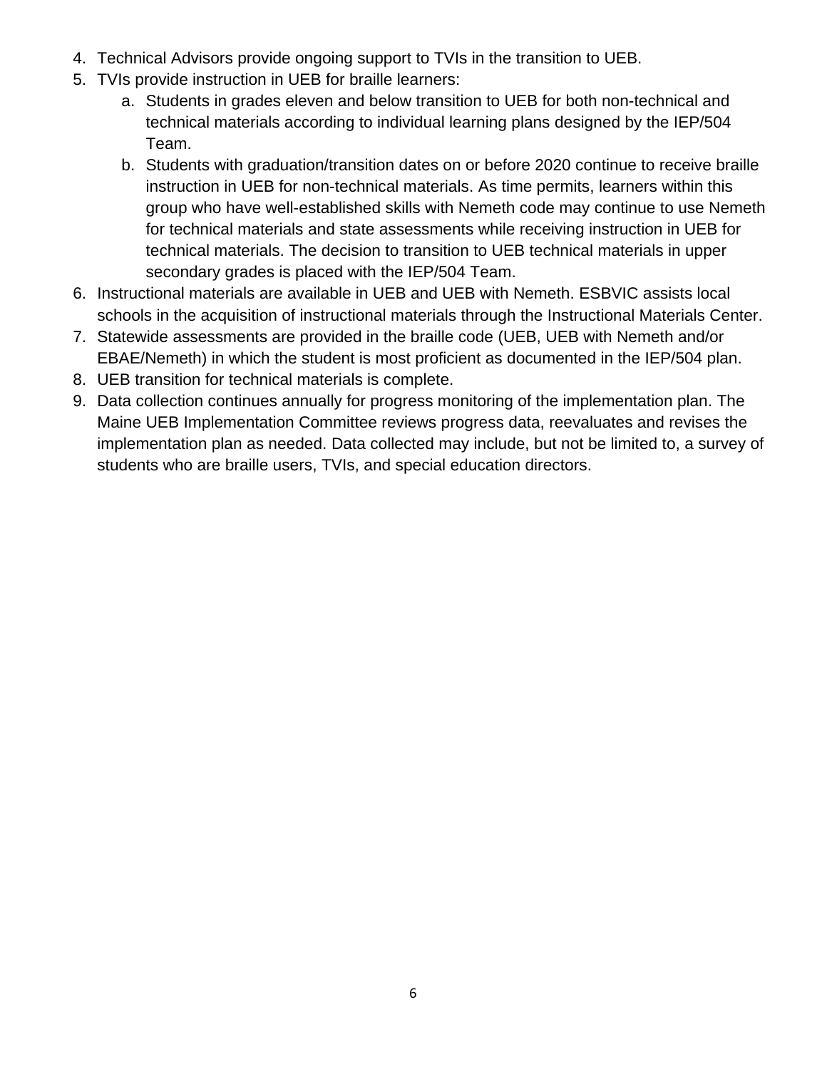4. Technical Advisors provide ongoing support to TVIs in the transition to UEB.
5. TVIs provide instruction in UEB for braille learners:
   a. Students in grades eleven and below transition to UEB for both non-technical and technical materials according to individual learning plans designed by the IEP/504 Team.
   b. Students with graduation/transition dates on or before 2020 continue to receive braille instruction in UEB for non-technical materials. As time permits, learners within this group who have well-established skills with Nemeth code may continue to use Nemeth for technical materials and state assessments while receiving instruction in UEB for technical materials. The decision to transition to UEB technical materials in upper secondary grades is placed with the IEP/504 Team.
6. Instructional materials are available in UEB and UEB with Nemeth. ESBVIC assists local schools in the acquisition of instructional materials through the Instructional Materials Center.
7. Statewide assessments are provided in the braille code (UEB, UEB with Nemeth and/or EBAE/Nemeth) in which the student is most proficient as documented in the IEP/504 plan.
8. UEB transition for technical materials is complete.
9. Data collection continues annually for progress monitoring of the implementation plan. The Maine UEB Implementation Committee reviews progress data, reevaluates and revises the implementation plan as needed. Data collected may include, but not be limited to, a survey of students who are braille users, TVIs, and special education directors.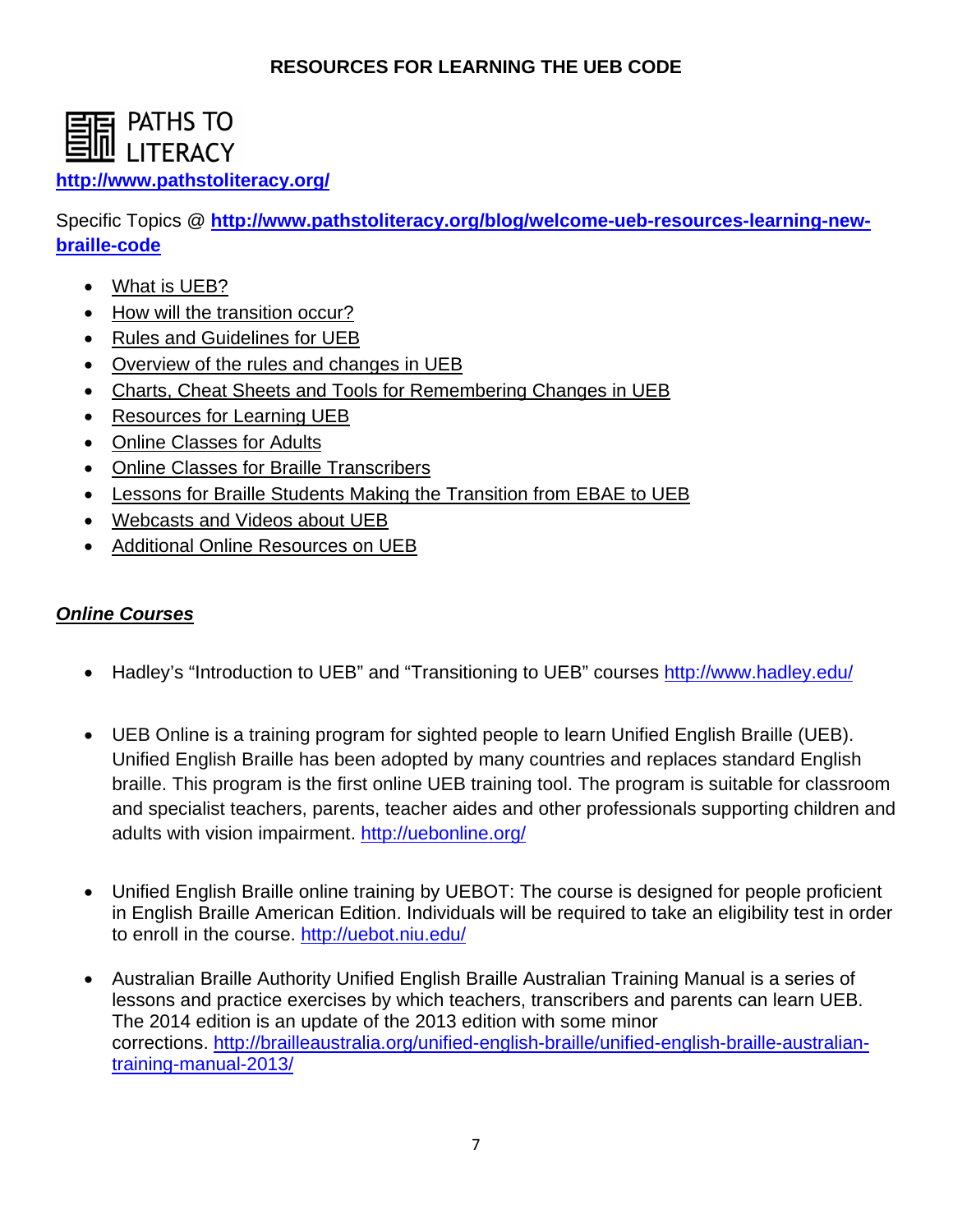## RESOURCES FOR LEARNING THE UEB CODE

PATHS TO LITERACY

**http://www.pathstoliteracy.org/**

Specific Topics @ **http://www.pathstoliteracy.org/blog/welcome-ueb-resources-learning-new-braille-code**

- What is UEB?
- How will the transition occur?
- Rules and Guidelines for UEB
- Overview of the rules and changes in UEB
- Charts, Cheat Sheets and Tools for Remembering Changes in UEB
- Resources for Learning UEB
- Online Classes for Adults
- Online Classes for Braille Transcribers
- Lessons for Braille Students Making the Transition from EBAE to UEB
- Webcasts and Videos about UEB
- Additional Online Resources on UEB

### ***Online Courses***

- Hadley's "Introduction to UEB" and "Transitioning to UEB" courses http://www.hadley.edu/

- UEB Online is a training program for sighted people to learn Unified English Braille (UEB). Unified English Braille has been adopted by many countries and replaces standard English braille. This program is the first online UEB training tool. The program is suitable for classroom and specialist teachers, parents, teacher aides and other professionals supporting children and adults with vision impairment. http://uebonline.org/

- Unified English Braille online training by UEBOT: The course is designed for people proficient in English Braille American Edition. Individuals will be required to take an eligibility test in order to enroll in the course. http://uebot.niu.edu/

- Australian Braille Authority Unified English Braille Australian Training Manual is a series of lessons and practice exercises by which teachers, transcribers and parents can learn UEB. The 2014 edition is an update of the 2013 edition with some minor corrections. http://brailleaustralia.org/unified-english-braille/unified-english-braille-australian-training-manual-2013/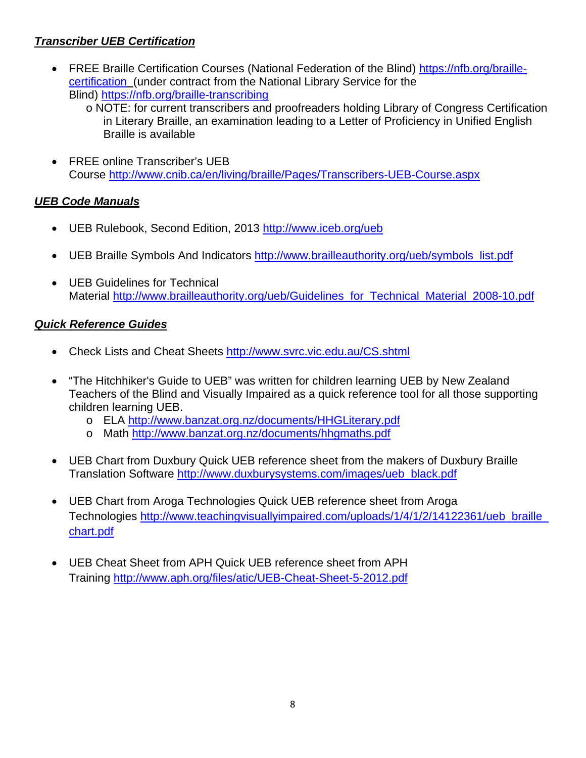***Transcriber UEB Certification***

- FREE Braille Certification Courses (National Federation of the Blind) https://nfb.org/braille-certification (under contract from the National Library Service for the Blind) https://nfb.org/braille-transcribing
    - NOTE: for current transcribers and proofreaders holding Library of Congress Certification in Literary Braille, an examination leading to a Letter of Proficiency in Unified English Braille is available

- FREE online Transcriber's UEB Course http://www.cnib.ca/en/living/braille/Pages/Transcribers-UEB-Course.aspx

***UEB Code Manuals***

- UEB Rulebook, Second Edition, 2013 http://www.iceb.org/ueb

- UEB Braille Symbols And Indicators http://www.brailleauthority.org/ueb/symbols_list.pdf

- UEB Guidelines for Technical Material http://www.brailleauthority.org/ueb/Guidelines_for_Technical_Material_2008-10.pdf

***Quick Reference Guides***

- Check Lists and Cheat Sheets http://www.svrc.vic.edu.au/CS.shtml

- "The Hitchhiker's Guide to UEB" was written for children learning UEB by New Zealand Teachers of the Blind and Visually Impaired as a quick reference tool for all those supporting children learning UEB.
    - ELA http://www.banzat.org.nz/documents/HHGLiterary.pdf
    - Math http://www.banzat.org.nz/documents/hhgmaths.pdf

- UEB Chart from Duxbury Quick UEB reference sheet from the makers of Duxbury Braille Translation Software http://www.duxburysystems.com/images/ueb_black.pdf

- UEB Chart from Aroga Technologies Quick UEB reference sheet from Aroga Technologies http://www.teachingvisuallyimpaired.com/uploads/1/4/1/2/14122361/ueb_braille_chart.pdf

- UEB Cheat Sheet from APH Quick UEB reference sheet from APH Training http://www.aph.org/files/atic/UEB-Cheat-Sheet-5-2012.pdf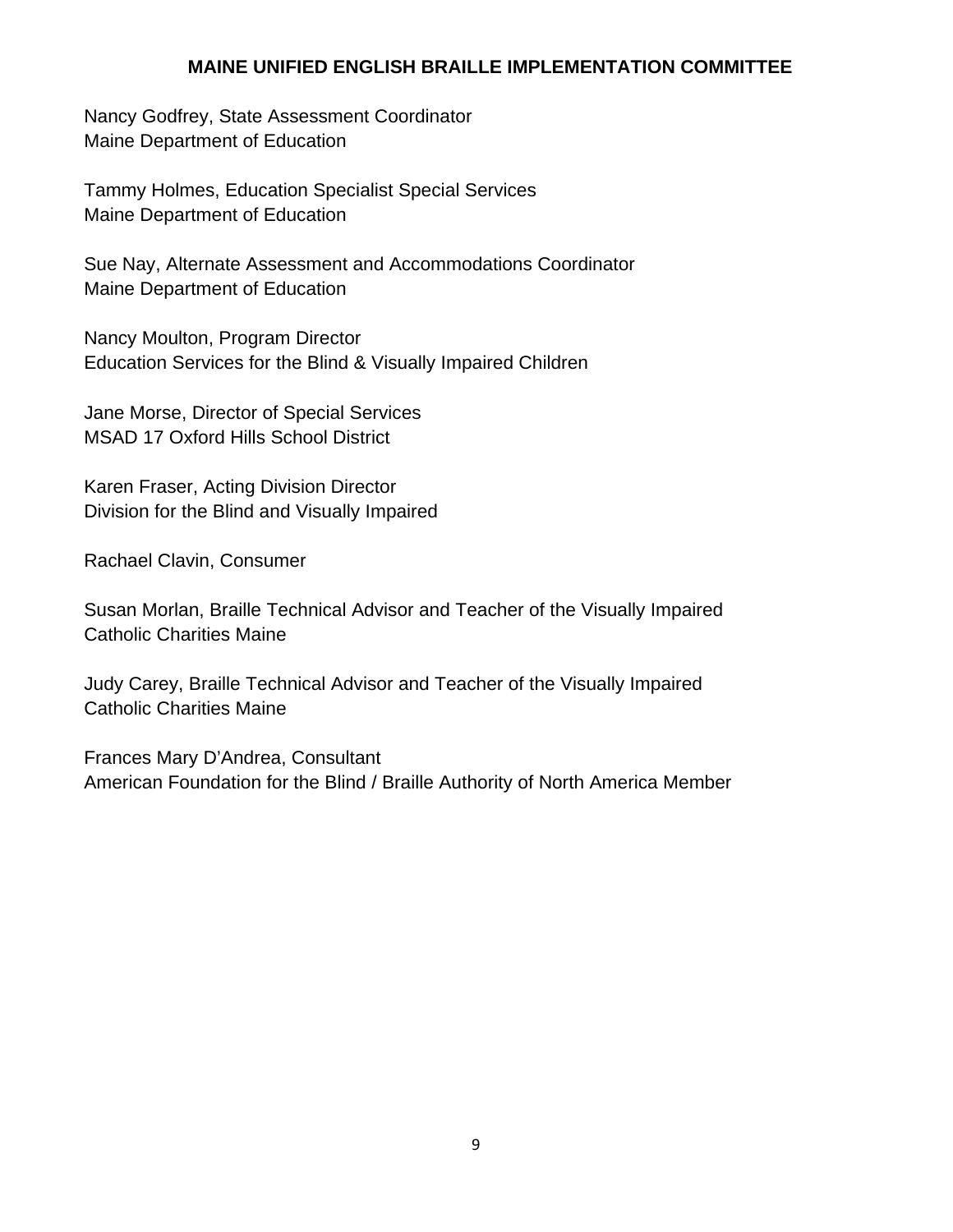## MAINE UNIFIED ENGLISH BRAILLE IMPLEMENTATION COMMITTEE

Nancy Godfrey, State Assessment Coordinator
Maine Department of Education

Tammy Holmes, Education Specialist Special Services
Maine Department of Education

Sue Nay, Alternate Assessment and Accommodations Coordinator
Maine Department of Education

Nancy Moulton, Program Director
Education Services for the Blind & Visually Impaired Children

Jane Morse, Director of Special Services
MSAD 17 Oxford Hills School District

Karen Fraser, Acting Division Director
Division for the Blind and Visually Impaired

Rachael Clavin, Consumer

Susan Morlan, Braille Technical Advisor and Teacher of the Visually Impaired
Catholic Charities Maine

Judy Carey, Braille Technical Advisor and Teacher of the Visually Impaired
Catholic Charities Maine

Frances Mary D'Andrea, Consultant
American Foundation for the Blind / Braille Authority of North America Member